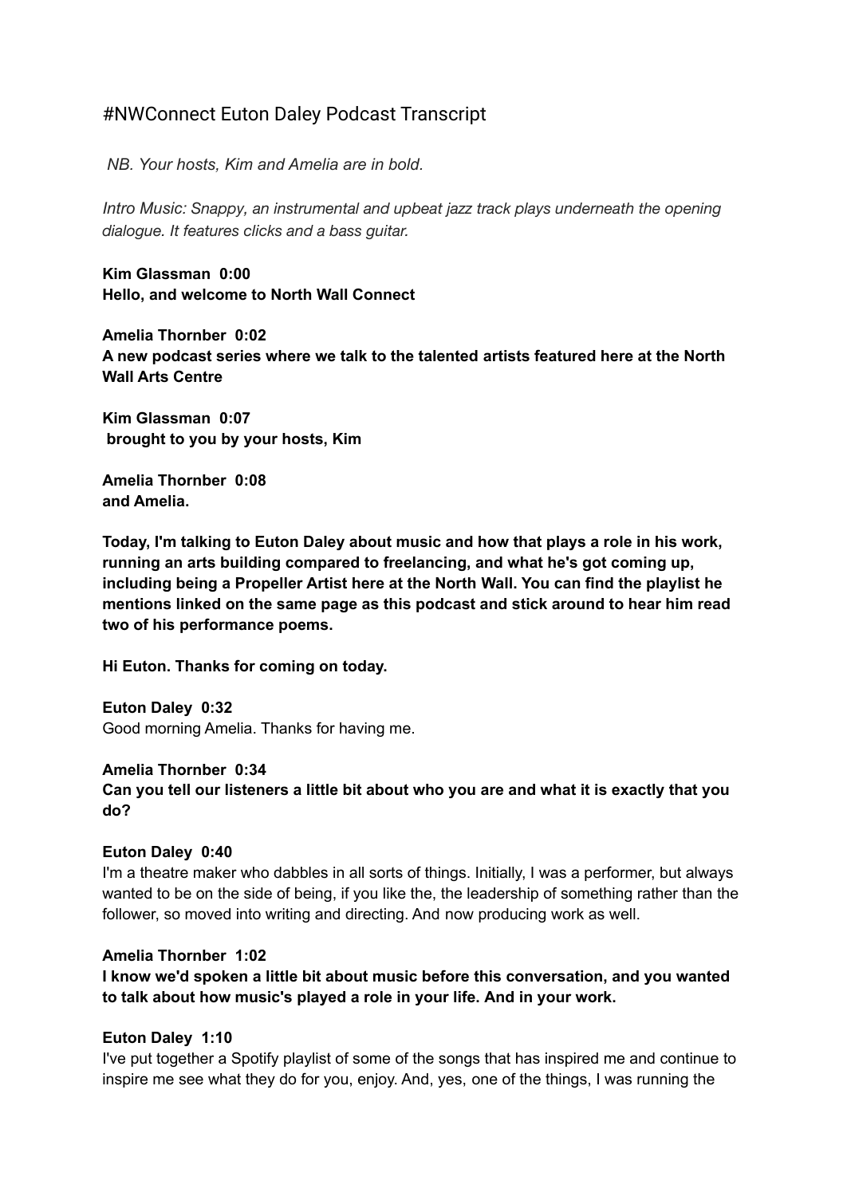# #NWConnect Euton Daley Podcast Transcript

*NB. Your hosts, Kim and Amelia are in bold.*

*Intro Music: Snappy, an instrumental and upbeat jazz track plays underneath the opening dialogue. It features clicks and a bass guitar.*

**Kim Glassman 0:00**
**Hello, and welcome to North Wall Connect**

**Amelia Thornber 0:02**
**A new podcast series where we talk to the talented artists featured here at the North Wall Arts Centre**

**Kim Glassman 0:07**
**brought to you by your hosts, Kim**

**Amelia Thornber 0:08**
**and Amelia.**

**Today, I'm talking to Euton Daley about music and how that plays a role in his work, running an arts building compared to freelancing, and what he's got coming up, including being a Propeller Artist here at the North Wall. You can find the playlist he mentions linked on the same page as this podcast and stick around to hear him read two of his performance poems.**

**Hi Euton. Thanks for coming on today.**

**Euton Daley 0:32**
Good morning Amelia. Thanks for having me.

**Amelia Thornber 0:34**
**Can you tell our listeners a little bit about who you are and what it is exactly that you do?**

**Euton Daley 0:40**
I'm a theatre maker who dabbles in all sorts of things. Initially, I was a performer, but always wanted to be on the side of being, if you like the, the leadership of something rather than the follower, so moved into writing and directing. And now producing work as well.

**Amelia Thornber 1:02**
**I know we'd spoken a little bit about music before this conversation, and you wanted to talk about how music's played a role in your life. And in your work.**

**Euton Daley 1:10**
I've put together a Spotify playlist of some of the songs that has inspired me and continue to inspire me see what they do for you, enjoy. And, yes, one of the things, I was running the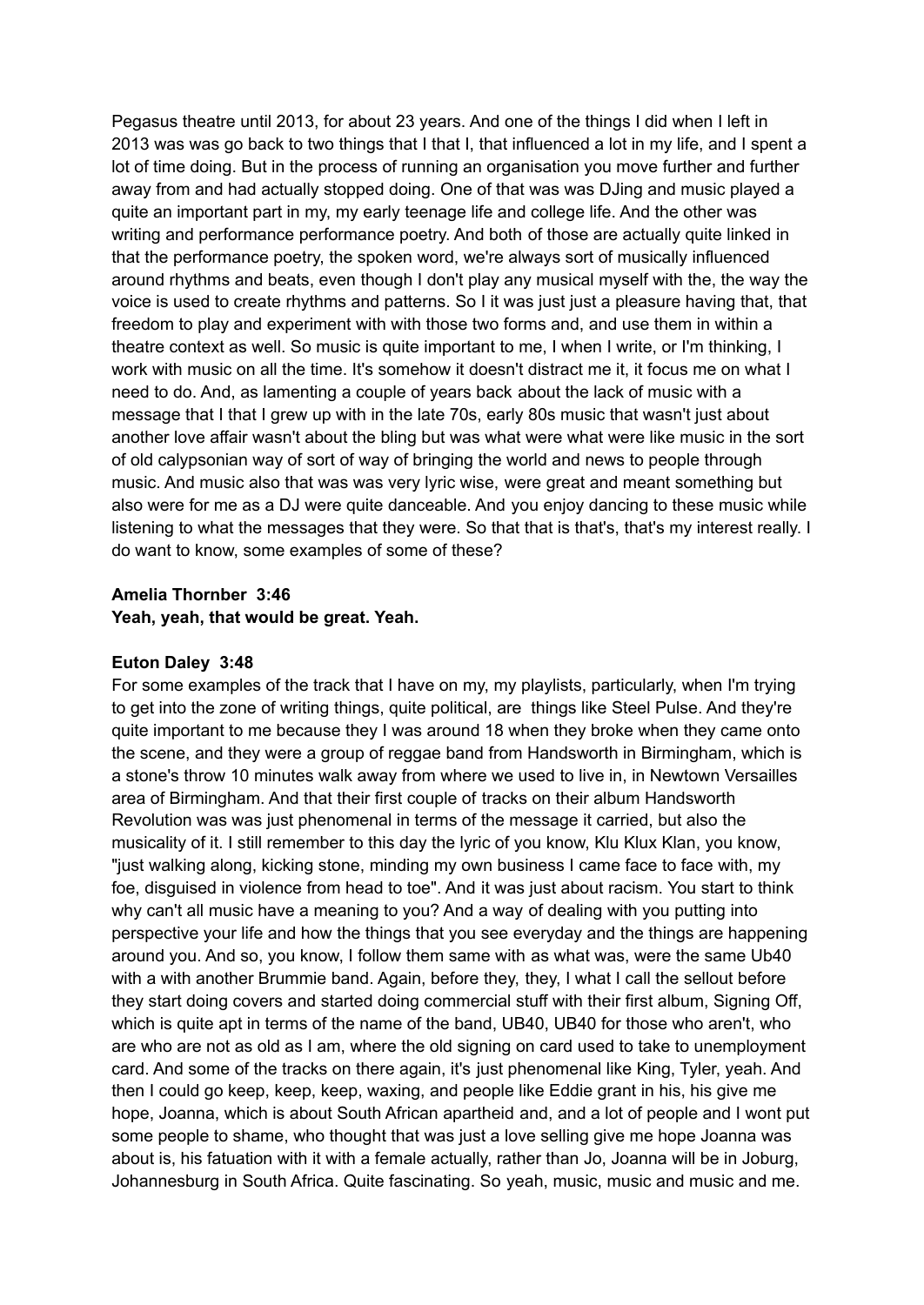Pegasus theatre until 2013, for about 23 years. And one of the things I did when I left in 2013 was was go back to two things that I that I, that influenced a lot in my life, and I spent a lot of time doing. But in the process of running an organisation you move further and further away from and had actually stopped doing. One of that was was DJing and music played a quite an important part in my, my early teenage life and college life. And the other was writing and performance performance poetry. And both of those are actually quite linked in that the performance poetry, the spoken word, we're always sort of musically influenced around rhythms and beats, even though I don't play any musical myself with the, the way the voice is used to create rhythms and patterns. So I it was just just a pleasure having that, that freedom to play and experiment with with those two forms and, and use them in within a theatre context as well. So music is quite important to me, I when I write, or I'm thinking, I work with music on all the time. It's somehow it doesn't distract me it, it focus me on what I need to do. And, as lamenting a couple of years back about the lack of music with a message that I that I grew up with in the late 70s, early 80s music that wasn't just about another love affair wasn't about the bling but was what were what were like music in the sort of old calypsonian way of sort of way of bringing the world and news to people through music. And music also that was was very lyric wise, were great and meant something but also were for me as a DJ were quite danceable. And you enjoy dancing to these music while listening to what the messages that they were. So that that is that's, that's my interest really. I do want to know, some examples of some of these?

**Amelia Thornber 3:46**
**Yeah, yeah, that would be great. Yeah.**

**Euton Daley 3:48**
For some examples of the track that I have on my, my playlists, particularly, when I'm trying to get into the zone of writing things, quite political, are things like Steel Pulse. And they're quite important to me because they I was around 18 when they broke when they came onto the scene, and they were a group of reggae band from Handsworth in Birmingham, which is a stone's throw 10 minutes walk away from where we used to live in, in Newtown Versailles area of Birmingham. And that their first couple of tracks on their album Handsworth Revolution was was just phenomenal in terms of the message it carried, but also the musicality of it. I still remember to this day the lyric of you know, Klu Klux Klan, you know, "just walking along, kicking stone, minding my own business I came face to face with, my foe, disguised in violence from head to toe". And it was just about racism. You start to think why can't all music have a meaning to you? And a way of dealing with you putting into perspective your life and how the things that you see everyday and the things are happening around you. And so, you know, I follow them same with as what was, were the same Ub40 with a with another Brummie band. Again, before they, they, I what I call the sellout before they start doing covers and started doing commercial stuff with their first album, Signing Off, which is quite apt in terms of the name of the band, UB40, UB40 for those who aren't, who are who are not as old as I am, where the old signing on card used to take to unemployment card. And some of the tracks on there again, it's just phenomenal like King, Tyler, yeah. And then I could go keep, keep, keep, waxing, and people like Eddie grant in his, his give me hope, Joanna, which is about South African apartheid and, and a lot of people and I wont put some people to shame, who thought that was just a love selling give me hope Joanna was about is, his fatuation with it with a female actually, rather than Jo, Joanna will be in Joburg, Johannesburg in South Africa. Quite fascinating. So yeah, music, music and music and me.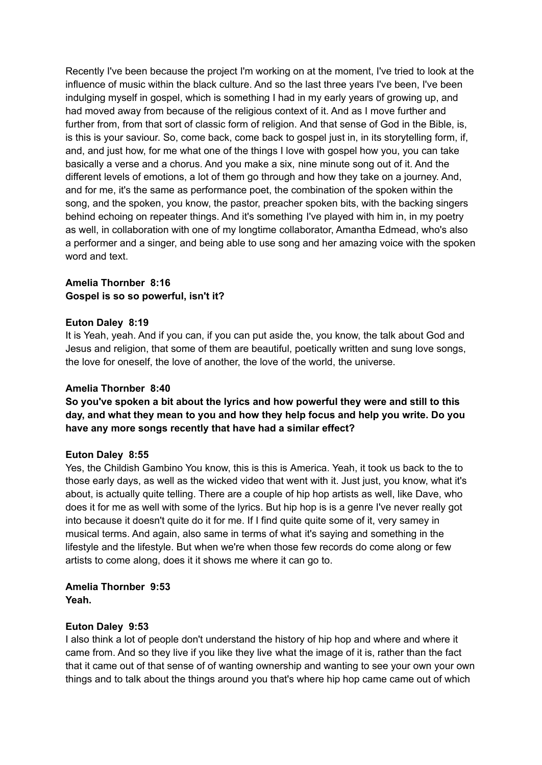Recently I've been because the project I'm working on at the moment, I've tried to look at the influence of music within the black culture. And so the last three years I've been, I've been indulging myself in gospel, which is something I had in my early years of growing up, and had moved away from because of the religious context of it. And as I move further and further from, from that sort of classic form of religion. And that sense of God in the Bible, is, is this is your saviour. So, come back, come back to gospel just in, in its storytelling form, if, and, and just how, for me what one of the things I love with gospel how you, you can take basically a verse and a chorus. And you make a six, nine minute song out of it. And the different levels of emotions, a lot of them go through and how they take on a journey. And, and for me, it's the same as performance poet, the combination of the spoken within the song, and the spoken, you know, the pastor, preacher spoken bits, with the backing singers behind echoing on repeater things. And it's something I've played with him in, in my poetry as well, in collaboration with one of my longtime collaborator, Amantha Edmead, who's also a performer and a singer, and being able to use song and her amazing voice with the spoken word and text.

**Amelia Thornber 8:16**
**Gospel is so so powerful, isn't it?**

**Euton Daley 8:19**
It is Yeah, yeah. And if you can, if you can put aside the, you know, the talk about God and Jesus and religion, that some of them are beautiful, poetically written and sung love songs, the love for oneself, the love of another, the love of the world, the universe.

**Amelia Thornber 8:40**
**So you've spoken a bit about the lyrics and how powerful they were and still to this day, and what they mean to you and how they help focus and help you write. Do you have any more songs recently that have had a similar effect?**

**Euton Daley 8:55**
Yes, the Childish Gambino You know, this is this is America. Yeah, it took us back to the to those early days, as well as the wicked video that went with it. Just just, you know, what it's about, is actually quite telling. There are a couple of hip hop artists as well, like Dave, who does it for me as well with some of the lyrics. But hip hop is is a genre I've never really got into because it doesn't quite do it for me. If I find quite quite some of it, very samey in musical terms. And again, also same in terms of what it's saying and something in the lifestyle and the lifestyle. But when we're when those few records do come along or few artists to come along, does it it shows me where it can go to.

**Amelia Thornber 9:53**
**Yeah.**

**Euton Daley 9:53**
I also think a lot of people don't understand the history of hip hop and where and where it came from. And so they live if you like they live what the image of it is, rather than the fact that it came out of that sense of of wanting ownership and wanting to see your own your own things and to talk about the things around you that's where hip hop came came out of which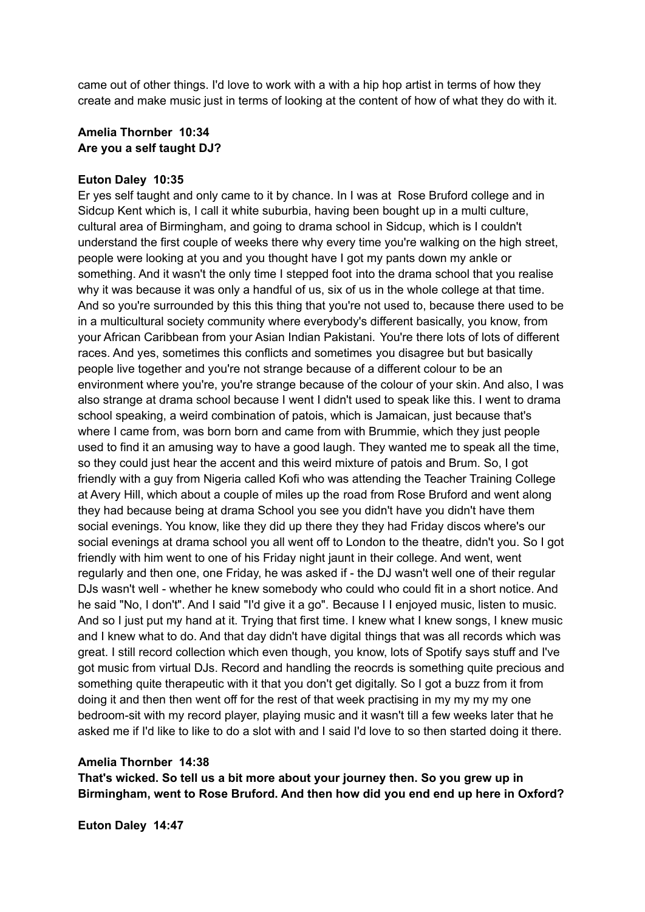came out of other things. I'd love to work with a with a hip hop artist in terms of how they create and make music just in terms of looking at the content of how of what they do with it.

**Amelia Thornber 10:34**
**Are you a self taught DJ?**

**Euton Daley 10:35**
Er yes self taught and only came to it by chance. In I was at Rose Bruford college and in Sidcup Kent which is, I call it white suburbia, having been bought up in a multi culture, cultural area of Birmingham, and going to drama school in Sidcup, which is I couldn't understand the first couple of weeks there why every time you're walking on the high street, people were looking at you and you thought have I got my pants down my ankle or something. And it wasn't the only time I stepped foot into the drama school that you realise why it was because it was only a handful of us, six of us in the whole college at that time. And so you're surrounded by this this thing that you're not used to, because there used to be in a multicultural society community where everybody's different basically, you know, from your African Caribbean from your Asian Indian Pakistani. You're there lots of lots of different races. And yes, sometimes this conflicts and sometimes you disagree but but basically people live together and you're not strange because of a different colour to be an environment where you're, you're strange because of the colour of your skin. And also, I was also strange at drama school because I went I didn't used to speak like this. I went to drama school speaking, a weird combination of patois, which is Jamaican, just because that's where I came from, was born born and came from with Brummie, which they just people used to find it an amusing way to have a good laugh. They wanted me to speak all the time, so they could just hear the accent and this weird mixture of patois and Brum. So, I got friendly with a guy from Nigeria called Kofi who was attending the Teacher Training College at Avery Hill, which about a couple of miles up the road from Rose Bruford and went along they had because being at drama School you see you didn't have you didn't have them social evenings. You know, like they did up there they they had Friday discos where's our social evenings at drama school you all went off to London to the theatre, didn't you. So I got friendly with him went to one of his Friday night jaunt in their college. And went, went regularly and then one, one Friday, he was asked if - the DJ wasn't well one of their regular DJs wasn't well - whether he knew somebody who could who could fit in a short notice. And he said "No, I don't". And I said "I'd give it a go". Because I I enjoyed music, listen to music. And so I just put my hand at it. Trying that first time. I knew what I knew songs, I knew music and I knew what to do. And that day didn't have digital things that was all records which was great. I still record collection which even though, you know, lots of Spotify says stuff and I've got music from virtual DJs. Record and handling the reocrds is something quite precious and something quite therapeutic with it that you don't get digitally. So I got a buzz from it from doing it and then then went off for the rest of that week practising in my my my my one bedroom-sit with my record player, playing music and it wasn't till a few weeks later that he asked me if I'd like to like to do a slot with and I said I'd love to so then started doing it there.

**Amelia Thornber 14:38**
**That's wicked. So tell us a bit more about your journey then. So you grew up in Birmingham, went to Rose Bruford. And then how did you end end up here in Oxford?**

**Euton Daley 14:47**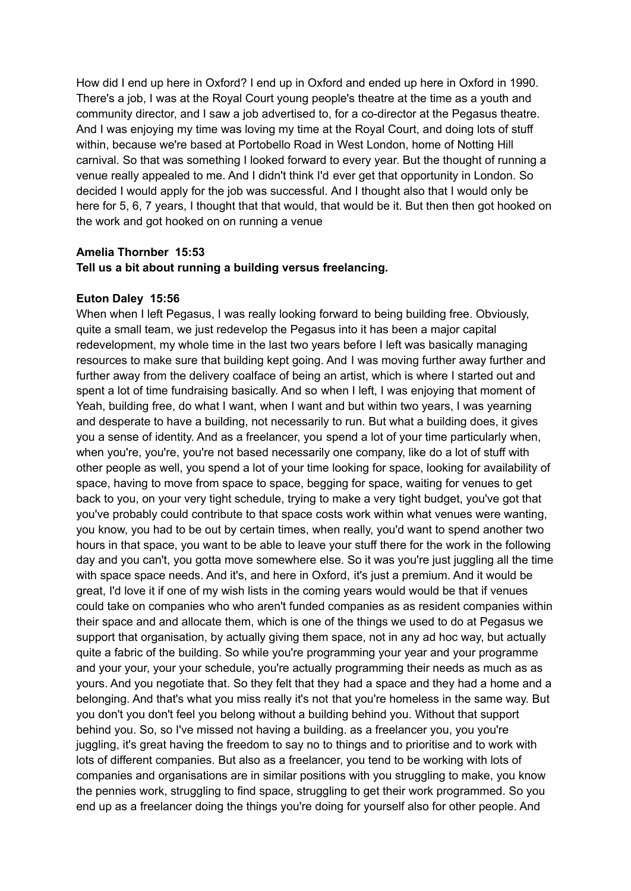How did I end up here in Oxford? I end up in Oxford and ended up here in Oxford in 1990. There's a job, I was at the Royal Court young people's theatre at the time as a youth and community director, and I saw a job advertised to, for a co-director at the Pegasus theatre. And I was enjoying my time was loving my time at the Royal Court, and doing lots of stuff within, because we're based at Portobello Road in West London, home of Notting Hill carnival. So that was something I looked forward to every year. But the thought of running a venue really appealed to me. And I didn't think I'd ever get that opportunity in London. So decided I would apply for the job was successful. And I thought also that I would only be here for 5, 6, 7 years, I thought that that would, that would be it. But then then got hooked on the work and got hooked on on running a venue

**Amelia Thornber 15:53**
**Tell us a bit about running a building versus freelancing.**

**Euton Daley 15:56**
When when I left Pegasus, I was really looking forward to being building free. Obviously, quite a small team, we just redevelop the Pegasus into it has been a major capital redevelopment, my whole time in the last two years before I left was basically managing resources to make sure that building kept going. And I was moving further away further and further away from the delivery coalface of being an artist, which is where I started out and spent a lot of time fundraising basically. And so when I left, I was enjoying that moment of Yeah, building free, do what I want, when I want and but within two years, I was yearning and desperate to have a building, not necessarily to run. But what a building does, it gives you a sense of identity. And as a freelancer, you spend a lot of your time particularly when, when you're, you're, you're not based necessarily one company, like do a lot of stuff with other people as well, you spend a lot of your time looking for space, looking for availability of space, having to move from space to space, begging for space, waiting for venues to get back to you, on your very tight schedule, trying to make a very tight budget, you've got that you've probably could contribute to that space costs work within what venues were wanting, you know, you had to be out by certain times, when really, you'd want to spend another two hours in that space, you want to be able to leave your stuff there for the work in the following day and you can't, you gotta move somewhere else. So it was you're just juggling all the time with space space needs. And it's, and here in Oxford, it's just a premium. And it would be great, I'd love it if one of my wish lists in the coming years would would be that if venues could take on companies who who aren't funded companies as as resident companies within their space and and allocate them, which is one of the things we used to do at Pegasus we support that organisation, by actually giving them space, not in any ad hoc way, but actually quite a fabric of the building. So while you're programming your year and your programme and your your, your your schedule, you're actually programming their needs as much as as yours. And you negotiate that. So they felt that they had a space and they had a home and a belonging. And that's what you miss really it's not that you're homeless in the same way. But you don't you don't feel you belong without a building behind you. Without that support behind you. So, so I've missed not having a building. as a freelancer you, you you're juggling, it's great having the freedom to say no to things and to prioritise and to work with lots of different companies. But also as a freelancer, you tend to be working with lots of companies and organisations are in similar positions with you struggling to make, you know the pennies work, struggling to find space, struggling to get their work programmed. So you end up as a freelancer doing the things you're doing for yourself also for other people. And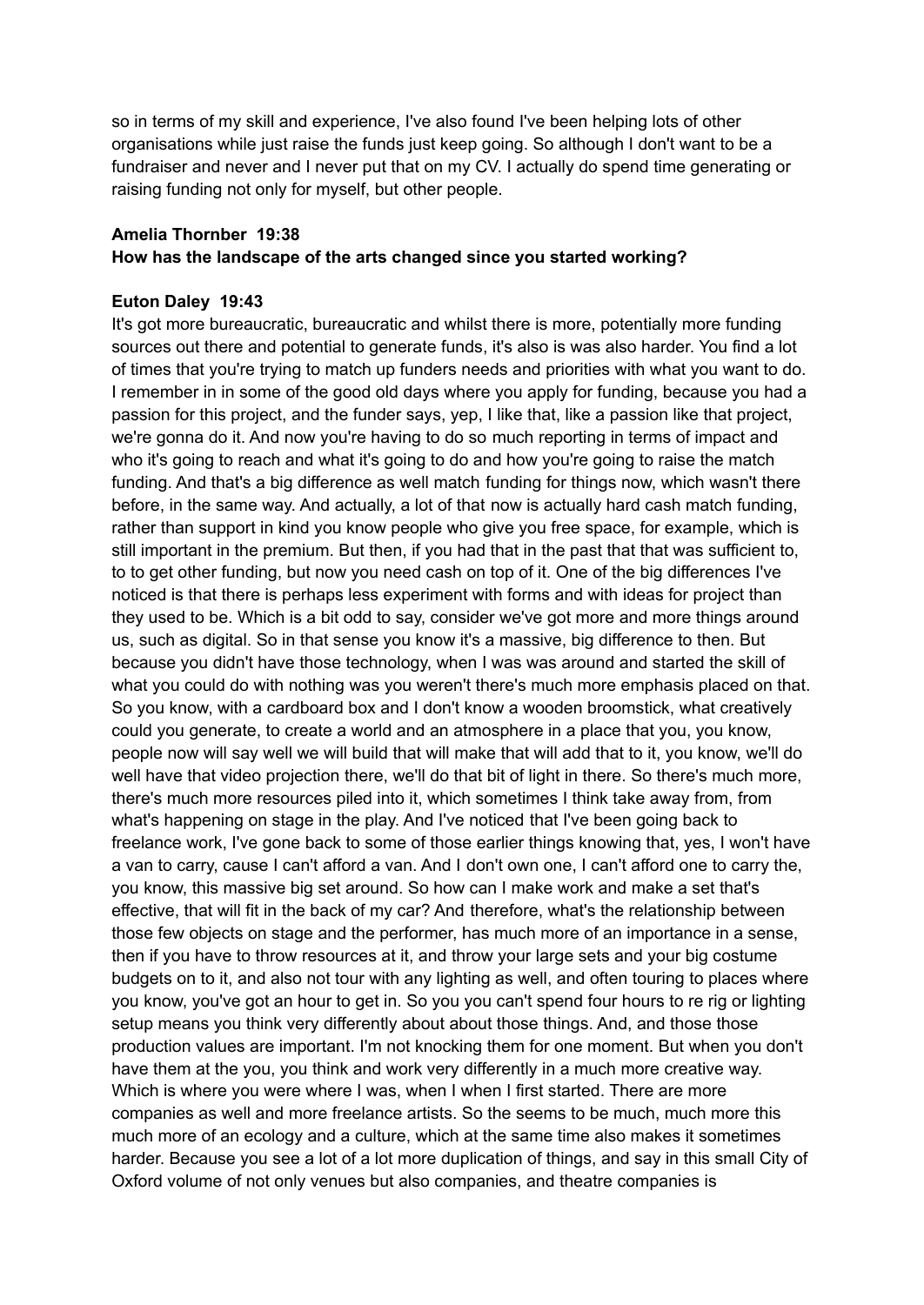so in terms of my skill and experience, I've also found I've been helping lots of other organisations while just raise the funds just keep going. So although I don't want to be a fundraiser and never and I never put that on my CV. I actually do spend time generating or raising funding not only for myself, but other people.

**Amelia Thornber 19:38**
**How has the landscape of the arts changed since you started working?**

**Euton Daley 19:43**
It's got more bureaucratic, bureaucratic and whilst there is more, potentially more funding sources out there and potential to generate funds, it's also is was also harder. You find a lot of times that you're trying to match up funders needs and priorities with what you want to do. I remember in in some of the good old days where you apply for funding, because you had a passion for this project, and the funder says, yep, I like that, like a passion like that project, we're gonna do it. And now you're having to do so much reporting in terms of impact and who it's going to reach and what it's going to do and how you're going to raise the match funding. And that's a big difference as well match funding for things now, which wasn't there before, in the same way. And actually, a lot of that now is actually hard cash match funding, rather than support in kind you know people who give you free space, for example, which is still important in the premium. But then, if you had that in the past that that was sufficient to, to to get other funding, but now you need cash on top of it. One of the big differences I've noticed is that there is perhaps less experiment with forms and with ideas for project than they used to be. Which is a bit odd to say, consider we've got more and more things around us, such as digital. So in that sense you know it's a massive, big difference to then. But because you didn't have those technology, when I was was around and started the skill of what you could do with nothing was you weren't there's much more emphasis placed on that. So you know, with a cardboard box and I don't know a wooden broomstick, what creatively could you generate, to create a world and an atmosphere in a place that you, you know, people now will say well we will build that will make that will add that to it, you know, we'll do well have that video projection there, we'll do that bit of light in there. So there's much more, there's much more resources piled into it, which sometimes I think take away from, from what's happening on stage in the play. And I've noticed that I've been going back to freelance work, I've gone back to some of those earlier things knowing that, yes, I won't have a van to carry, cause I can't afford a van. And I don't own one, I can't afford one to carry the, you know, this massive big set around. So how can I make work and make a set that's effective, that will fit in the back of my car? And therefore, what's the relationship between those few objects on stage and the performer, has much more of an importance in a sense, then if you have to throw resources at it, and throw your large sets and your big costume budgets on to it, and also not tour with any lighting as well, and often touring to places where you know, you've got an hour to get in. So you you can't spend four hours to re rig or lighting setup means you think very differently about about those things. And, and those those production values are important. I'm not knocking them for one moment. But when you don't have them at the you, you think and work very differently in a much more creative way. Which is where you were where I was, when I when I first started. There are more companies as well and more freelance artists. So the seems to be much, much more this much more of an ecology and a culture, which at the same time also makes it sometimes harder. Because you see a lot of a lot more duplication of things, and say in this small City of Oxford volume of not only venues but also companies, and theatre companies is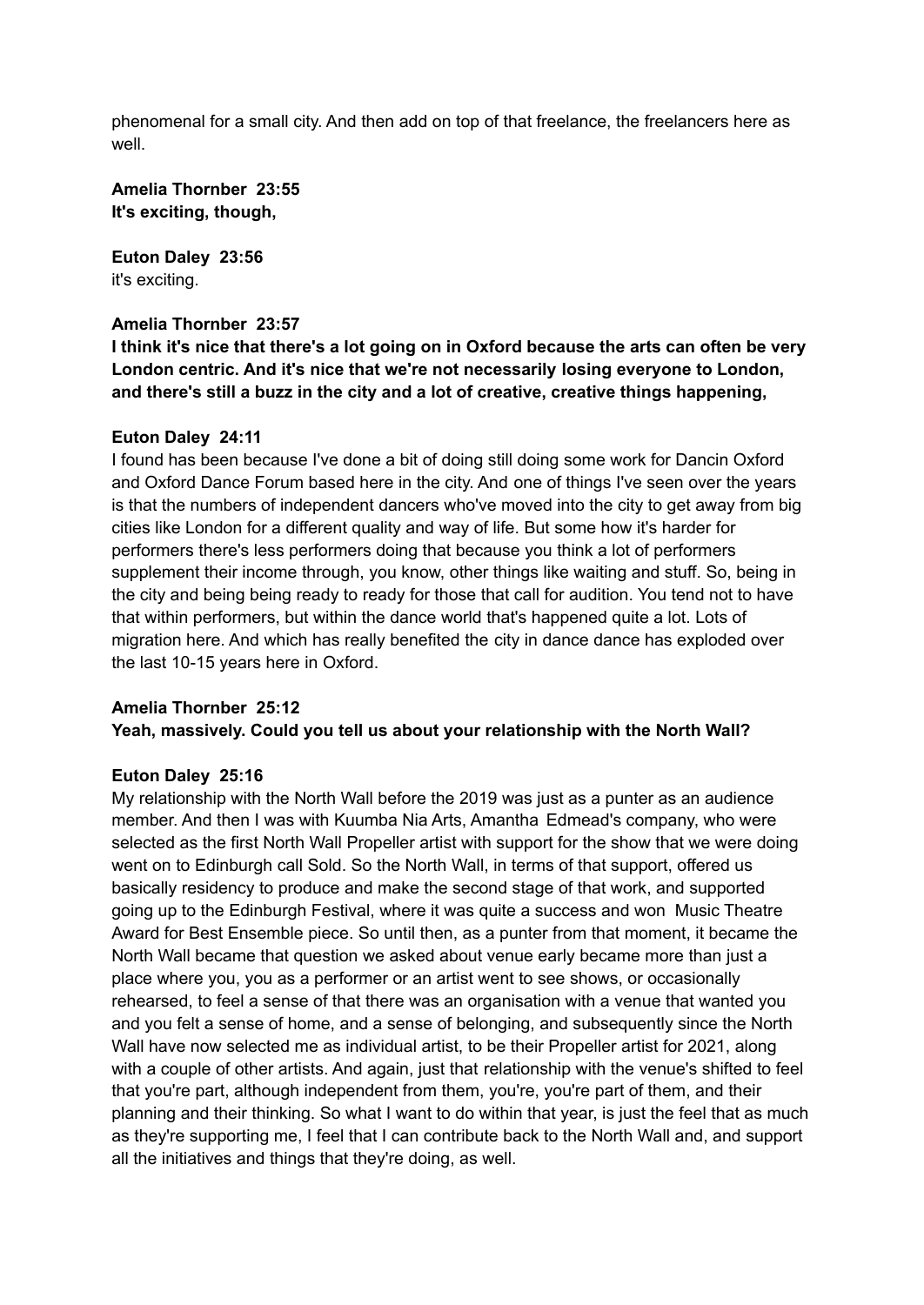phenomenal for a small city. And then add on top of that freelance, the freelancers here as well.

**Amelia Thornber 23:55**
**It's exciting, though,**

**Euton Daley 23:56**
it's exciting.

**Amelia Thornber 23:57**
**I think it's nice that there's a lot going on in Oxford because the arts can often be very London centric. And it's nice that we're not necessarily losing everyone to London, and there's still a buzz in the city and a lot of creative, creative things happening,**

**Euton Daley 24:11**
I found has been because I've done a bit of doing still doing some work for Dancin Oxford and Oxford Dance Forum based here in the city. And one of things I've seen over the years is that the numbers of independent dancers who've moved into the city to get away from big cities like London for a different quality and way of life. But some how it's harder for performers there's less performers doing that because you think a lot of performers supplement their income through, you know, other things like waiting and stuff. So, being in the city and being being ready to ready for those that call for audition. You tend not to have that within performers, but within the dance world that's happened quite a lot. Lots of migration here. And which has really benefited the city in dance dance has exploded over the last 10-15 years here in Oxford.

**Amelia Thornber 25:12**
**Yeah, massively. Could you tell us about your relationship with the North Wall?**

**Euton Daley 25:16**
My relationship with the North Wall before the 2019 was just as a punter as an audience member. And then I was with Kuumba Nia Arts, Amantha Edmead's company, who were selected as the first North Wall Propeller artist with support for the show that we were doing went on to Edinburgh call Sold. So the North Wall, in terms of that support, offered us basically residency to produce and make the second stage of that work, and supported going up to the Edinburgh Festival, where it was quite a success and won Music Theatre Award for Best Ensemble piece. So until then, as a punter from that moment, it became the North Wall became that question we asked about venue early became more than just a place where you, you as a performer or an artist went to see shows, or occasionally rehearsed, to feel a sense of that there was an organisation with a venue that wanted you and you felt a sense of home, and a sense of belonging, and subsequently since the North Wall have now selected me as individual artist, to be their Propeller artist for 2021, along with a couple of other artists. And again, just that relationship with the venue's shifted to feel that you're part, although independent from them, you're, you're part of them, and their planning and their thinking. So what I want to do within that year, is just the feel that as much as they're supporting me, I feel that I can contribute back to the North Wall and, and support all the initiatives and things that they're doing, as well.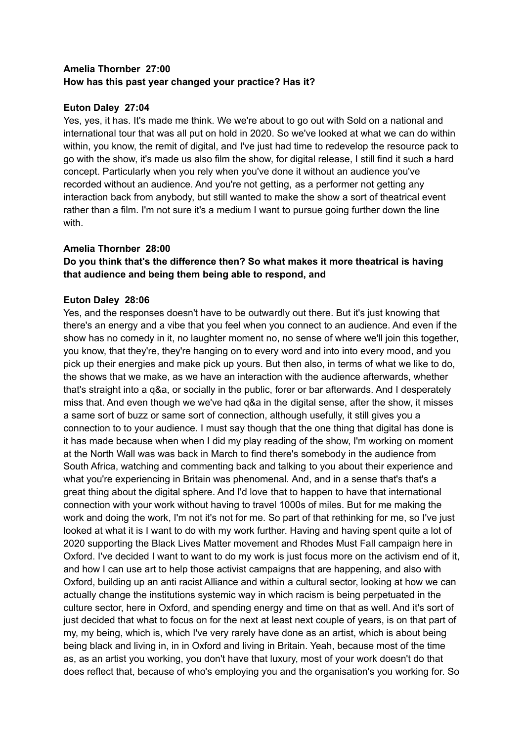**Amelia Thornber 27:00**
**How has this past year changed your practice? Has it?**

**Euton Daley 27:04**
Yes, yes, it has. It's made me think. We we're about to go out with Sold on a national and international tour that was all put on hold in 2020. So we've looked at what we can do within within, you know, the remit of digital, and I've just had time to redevelop the resource pack to go with the show, it's made us also film the show, for digital release, I still find it such a hard concept. Particularly when you rely when you've done it without an audience you've recorded without an audience. And you're not getting, as a performer not getting any interaction back from anybody, but still wanted to make the show a sort of theatrical event rather than a film. I'm not sure it's a medium I want to pursue going further down the line with.

**Amelia Thornber 28:00**
**Do you think that's the difference then? So what makes it more theatrical is having that audience and being them being able to respond, and**

**Euton Daley 28:06**
Yes, and the responses doesn't have to be outwardly out there. But it's just knowing that there's an energy and a vibe that you feel when you connect to an audience. And even if the show has no comedy in it, no laughter moment no, no sense of where we'll join this together, you know, that they're, they're hanging on to every word and into into every mood, and you pick up their energies and make pick up yours. But then also, in terms of what we like to do, the shows that we make, as we have an interaction with the audience afterwards, whether that's straight into a q&a, or socially in the public, forer or bar afterwards. And I desperately miss that. And even though we we've had q&a in the digital sense, after the show, it misses a same sort of buzz or same sort of connection, although usefully, it still gives you a connection to to your audience. I must say though that the one thing that digital has done is it has made because when when I did my play reading of the show, I'm working on moment at the North Wall was was back in March to find there's somebody in the audience from South Africa, watching and commenting back and talking to you about their experience and what you're experiencing in Britain was phenomenal. And, and in a sense that's that's a great thing about the digital sphere. And I'd love that to happen to have that international connection with your work without having to travel 1000s of miles. But for me making the work and doing the work, I'm not it's not for me. So part of that rethinking for me, so I've just looked at what it is I want to do with my work further. Having and having spent quite a lot of 2020 supporting the Black Lives Matter movement and Rhodes Must Fall campaign here in Oxford. I've decided I want to want to do my work is just focus more on the activism end of it, and how I can use art to help those activist campaigns that are happening, and also with Oxford, building up an anti racist Alliance and within a cultural sector, looking at how we can actually change the institutions systemic way in which racism is being perpetuated in the culture sector, here in Oxford, and spending energy and time on that as well. And it's sort of just decided that what to focus on for the next at least next couple of years, is on that part of my, my being, which is, which I've very rarely have done as an artist, which is about being being black and living in, in in Oxford and living in Britain. Yeah, because most of the time as, as an artist you working, you don't have that luxury, most of your work doesn't do that does reflect that, because of who's employing you and the organisation's you working for. So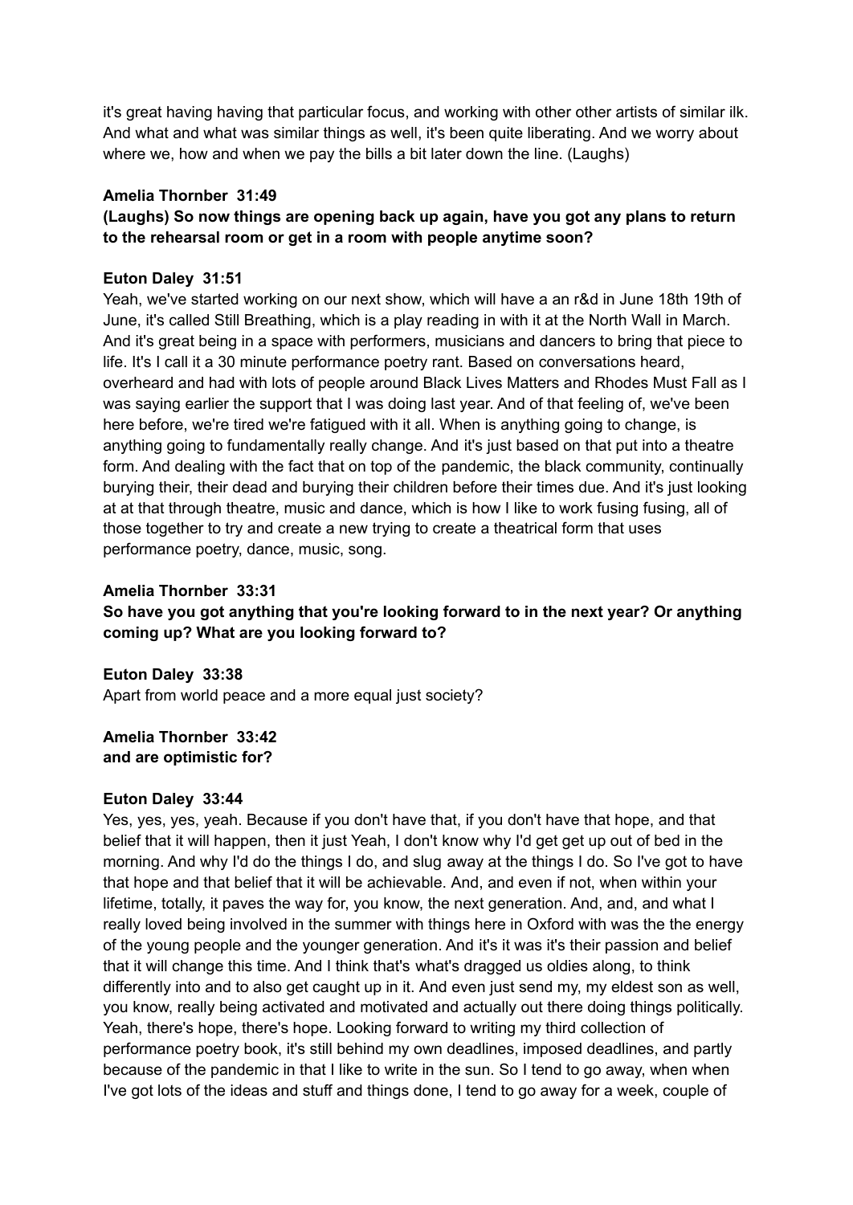it's great having having that particular focus, and working with other other artists of similar ilk. And what and what was similar things as well, it's been quite liberating. And we worry about where we, how and when we pay the bills a bit later down the line. (Laughs)

**Amelia Thornber 31:49**

**(Laughs) So now things are opening back up again, have you got any plans to return to the rehearsal room or get in a room with people anytime soon?**

**Euton Daley 31:51**

Yeah, we've started working on our next show, which will have a an r&d in June 18th 19th of June, it's called Still Breathing, which is a play reading in with it at the North Wall in March. And it's great being in a space with performers, musicians and dancers to bring that piece to life. It's I call it a 30 minute performance poetry rant. Based on conversations heard, overheard and had with lots of people around Black Lives Matters and Rhodes Must Fall as I was saying earlier the support that I was doing last year. And of that feeling of, we've been here before, we're tired we're fatigued with it all. When is anything going to change, is anything going to fundamentally really change. And it's just based on that put into a theatre form. And dealing with the fact that on top of the pandemic, the black community, continually burying their, their dead and burying their children before their times due. And it's just looking at at that through theatre, music and dance, which is how I like to work fusing fusing, all of those together to try and create a new trying to create a theatrical form that uses performance poetry, dance, music, song.

**Amelia Thornber 33:31**

**So have you got anything that you're looking forward to in the next year? Or anything coming up? What are you looking forward to?**

**Euton Daley 33:38**

Apart from world peace and a more equal just society?

**Amelia Thornber 33:42**

**and are optimistic for?**

**Euton Daley 33:44**

Yes, yes, yes, yeah. Because if you don't have that, if you don't have that hope, and that belief that it will happen, then it just Yeah, I don't know why I'd get get up out of bed in the morning. And why I'd do the things I do, and slug away at the things I do. So I've got to have that hope and that belief that it will be achievable. And, and even if not, when within your lifetime, totally, it paves the way for, you know, the next generation. And, and, and what I really loved being involved in the summer with things here in Oxford with was the the energy of the young people and the younger generation. And it's it was it's their passion and belief that it will change this time. And I think that's what's dragged us oldies along, to think differently into and to also get caught up in it. And even just send my, my eldest son as well, you know, really being activated and motivated and actually out there doing things politically. Yeah, there's hope, there's hope. Looking forward to writing my third collection of performance poetry book, it's still behind my own deadlines, imposed deadlines, and partly because of the pandemic in that I like to write in the sun. So I tend to go away, when when I've got lots of the ideas and stuff and things done, I tend to go away for a week, couple of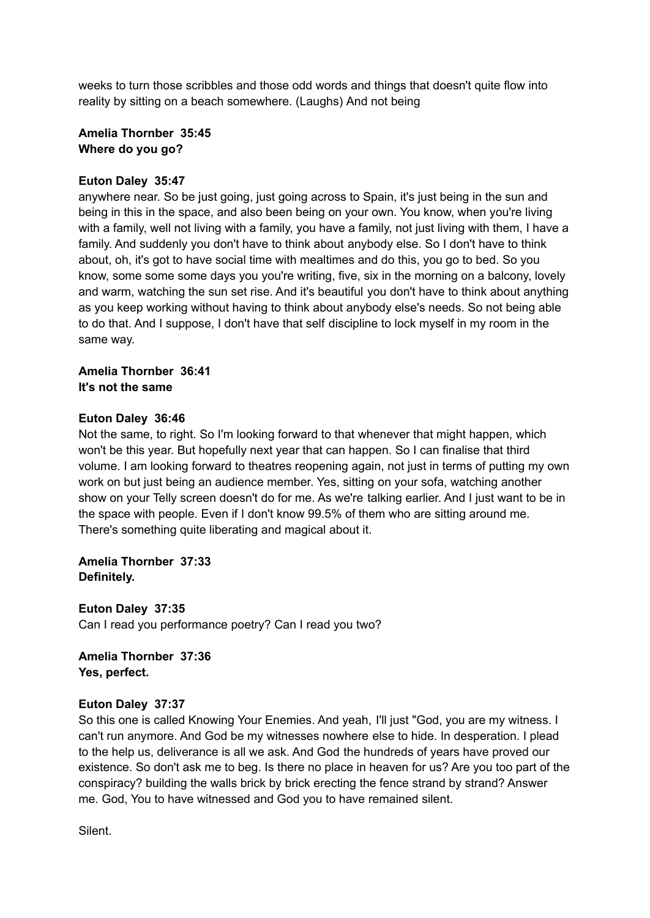weeks to turn those scribbles and those odd words and things that doesn't quite flow into reality by sitting on a beach somewhere. (Laughs) And not being

**Amelia Thornber 35:45**
**Where do you go?**

**Euton Daley 35:47**
anywhere near. So be just going, just going across to Spain, it's just being in the sun and being in this in the space, and also been being on your own. You know, when you're living with a family, well not living with a family, you have a family, not just living with them, I have a family. And suddenly you don't have to think about anybody else. So I don't have to think about, oh, it's got to have social time with mealtimes and do this, you go to bed. So you know, some some some days you you're writing, five, six in the morning on a balcony, lovely and warm, watching the sun set rise. And it's beautiful you don't have to think about anything as you keep working without having to think about anybody else's needs. So not being able to do that. And I suppose, I don't have that self discipline to lock myself in my room in the same way.

**Amelia Thornber 36:41**
**It's not the same**

**Euton Daley 36:46**
Not the same, to right. So I'm looking forward to that whenever that might happen, which won't be this year. But hopefully next year that can happen. So I can finalise that third volume. I am looking forward to theatres reopening again, not just in terms of putting my own work on but just being an audience member. Yes, sitting on your sofa, watching another show on your Telly screen doesn't do for me. As we're talking earlier. And I just want to be in the space with people. Even if I don't know 99.5% of them who are sitting around me. There's something quite liberating and magical about it.

**Amelia Thornber 37:33**
**Definitely.**

**Euton Daley 37:35**
Can I read you performance poetry? Can I read you two?

**Amelia Thornber 37:36**
**Yes, perfect.**

**Euton Daley 37:37**
So this one is called Knowing Your Enemies. And yeah, I'll just "God, you are my witness. I can't run anymore. And God be my witnesses nowhere else to hide. In desperation. I plead to the help us, deliverance is all we ask. And God the hundreds of years have proved our existence. So don't ask me to beg. Is there no place in heaven for us? Are you too part of the conspiracy? building the walls brick by brick erecting the fence strand by strand? Answer me. God, You to have witnessed and God you to have remained silent.

Silent.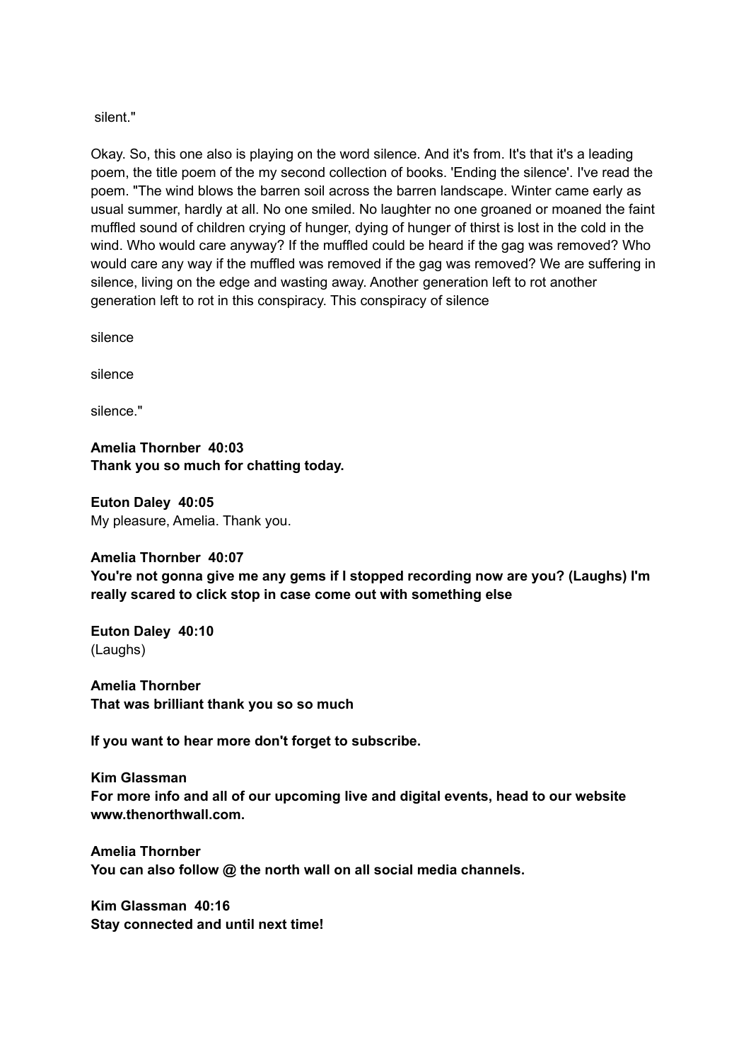silent."

Okay. So, this one also is playing on the word silence. And it's from. It's that it's a leading poem, the title poem of the my second collection of books. 'Ending the silence'. I've read the poem. "The wind blows the barren soil across the barren landscape. Winter came early as usual summer, hardly at all. No one smiled. No laughter no one groaned or moaned the faint muffled sound of children crying of hunger, dying of hunger of thirst is lost in the cold in the wind. Who would care anyway? If the muffled could be heard if the gag was removed? Who would care any way if the muffled was removed if the gag was removed? We are suffering in silence, living on the edge and wasting away. Another generation left to rot another generation left to rot in this conspiracy. This conspiracy of silence

silence

silence

silence."

**Amelia Thornber 40:03**
**Thank you so much for chatting today.**

**Euton Daley 40:05**
My pleasure, Amelia. Thank you.

**Amelia Thornber 40:07**
**You're not gonna give me any gems if I stopped recording now are you? (Laughs) I'm really scared to click stop in case come out with something else**

**Euton Daley 40:10**
(Laughs)

**Amelia Thornber**
**That was brilliant thank you so so much**

**If you want to hear more don't forget to subscribe.**

**Kim Glassman**
**For more info and all of our upcoming live and digital events, head to our website www.thenorthwall.com.**

**Amelia Thornber**
**You can also follow @ the north wall on all social media channels.**

**Kim Glassman 40:16**
**Stay connected and until next time!**